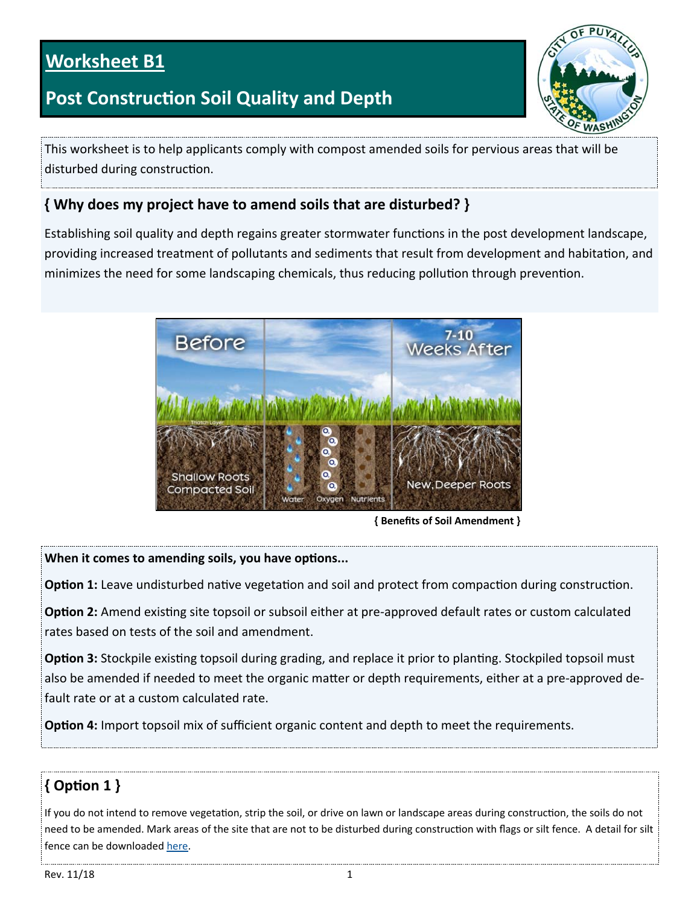# Worksheet B1

## Post Construction Soil Quality and Depth

This worksheet is to help applicants comply with compost amended soils for pervious areas that will be disturbed during construction.

### { Why does my project have to amend soils that are disturbed? }

Establishing soil quality and depth regains greater stormwater functions in the post development landscape, providing increased treatment of pollutants and sediments that result from development and habitation, and minimizes the need for some landscaping chemicals, thus reducing pollution through prevention.

**{ Benefits of Soil Amendment }**

**When it comes to amending soils, you have options...**

**Option 1:** Leave undisturbed native vegetation and soil and protect from compaction during construction.

**Option 2:** Amend existing site topsoil or subsoil either at pre-approved default rates or custom calculated rates based on tests of the soil and amendment.

**Option 3:** Stockpile existing topsoil during grading, and replace it prior to planting. Stockpiled topsoil must also be amended if needed to meet the organic matter or depth requirements, either at a pre-approved default rate or at a custom calculated rate.

**Option 4:** Import topsoil mix of sufficient organic content and depth to meet the requirements.

### { Option 1 }

If you do not intend to remove vegetation, strip the soil, or drive on lawn or landscape areas during construction, the soils do not need to be amended. Mark areas of the site that are not to be disturbed during construction with flags or silt fence. A detail for silt fence can be downloaded here.

Rev. 11/18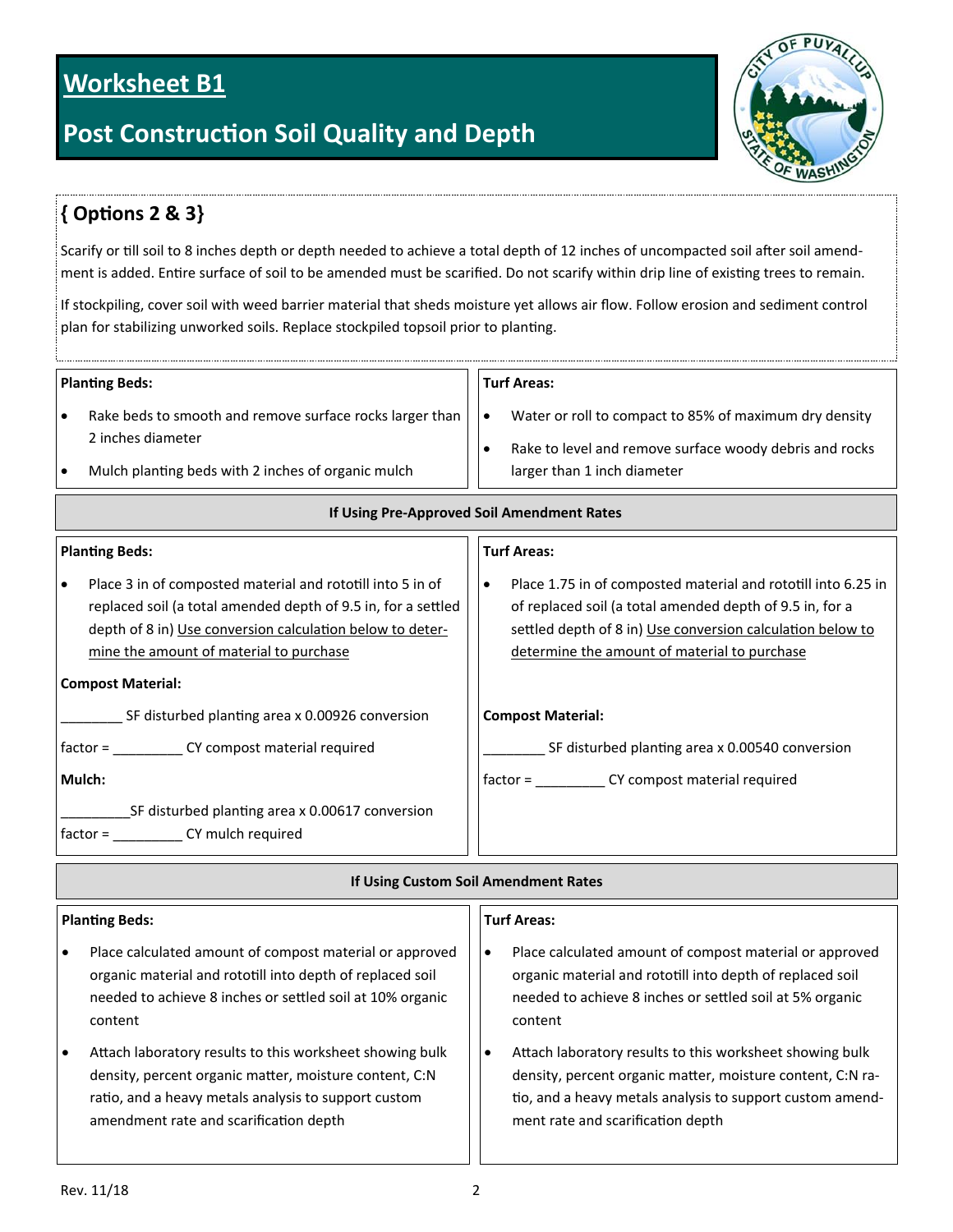# Worksheet B1

## Post Construction Soil Quality and Depth

### { Options 2 & 3}

Scarify or till soil to 8 inches depth or depth needed to achieve a total depth of 12 inches of uncompacted soil after soil amendment is added. Entire surface of soil to be amended must be scarified. Do not scarify within drip line of existing trees to remain.

If stockpiling, cover soil with weed barrier material that sheds moisture yet allows air flow. Follow erosion and sediment control plan for stabilizing unworked soils. Replace stockpiled topsoil prior to planting.

**Planting Beds:**

- Rake beds to smooth and remove surface rocks larger than 2 inches diameter
- Mulch planting beds with 2 inches of organic mulch

**Turf Areas:**

- Water or roll to compact to 85% of maximum dry density
- Rake to level and remove surface woody debris and rocks larger than 1 inch diameter

#### If Using Pre-Approved Soil Amendment Rates

**Planting Beds:**

- Place 3 in of composted material and rototill into 5 in of replaced soil (a total amended depth of 9.5 in, for a settled depth of 8 in) Use conversion calculation below to determine the amount of material to purchase

**Compost Material:**

________ SF disturbed planting area x 0.00926 conversion factor = _________ CY compost material required

**Mulch:**

_________SF disturbed planting area x 0.00617 conversion factor = _________ CY mulch required

**Turf Areas:**

- Place 1.75 in of composted material and rototill into 6.25 in of replaced soil (a total amended depth of 9.5 in, for a settled depth of 8 in) Use conversion calculation below to determine the amount of material to purchase

**Compost Material:**

________ SF disturbed planting area x 0.00540 conversion factor = _________ CY compost material required

#### If Using Custom Soil Amendment Rates

**Planting Beds:**

- Place calculated amount of compost material or approved organic material and rototill into depth of replaced soil needed to achieve 8 inches or settled soil at 10% organic content
- Attach laboratory results to this worksheet showing bulk density, percent organic matter, moisture content, C:N ratio, and a heavy metals analysis to support custom amendment rate and scarification depth

**Turf Areas:**

- Place calculated amount of compost material or approved organic material and rototill into depth of replaced soil needed to achieve 8 inches or settled soil at 5% organic content
- Attach laboratory results to this worksheet showing bulk density, percent organic matter, moisture content, C:N ratio, and a heavy metals analysis to support custom amendment rate and scarification depth

Rev. 11/18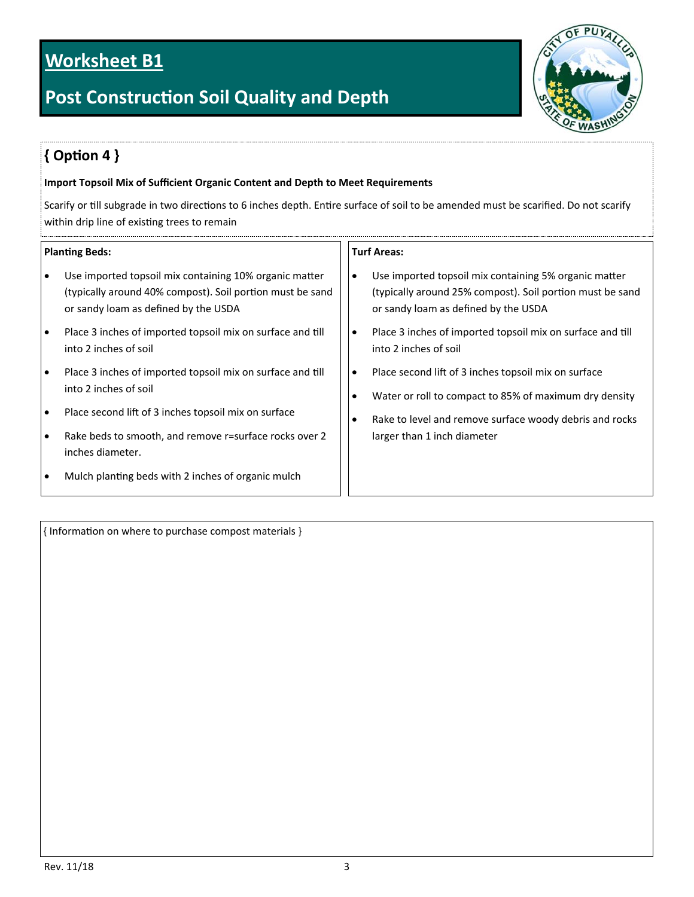# Worksheet B1

## Post Construction Soil Quality and Depth

### { Option 4 }

**Import Topsoil Mix of Sufficient Organic Content and Depth to Meet Requirements**

Scarify or till subgrade in two directions to 6 inches depth. Entire surface of soil to be amended must be scarified. Do not scarify within drip line of existing trees to remain

**Planting Beds:**

- Use imported topsoil mix containing 10% organic matter (typically around 40% compost). Soil portion must be sand or sandy loam as defined by the USDA
- Place 3 inches of imported topsoil mix on surface and till into 2 inches of soil
- Place 3 inches of imported topsoil mix on surface and till into 2 inches of soil
- Place second lift of 3 inches topsoil mix on surface
- Rake beds to smooth, and remove r=surface rocks over 2 inches diameter.
- Mulch planting beds with 2 inches of organic mulch

**Turf Areas:**

- Use imported topsoil mix containing 5% organic matter (typically around 25% compost). Soil portion must be sand or sandy loam as defined by the USDA
- Place 3 inches of imported topsoil mix on surface and till into 2 inches of soil
- Place second lift of 3 inches topsoil mix on surface
- Water or roll to compact to 85% of maximum dry density
- Rake to level and remove surface woody debris and rocks larger than 1 inch diameter

{ Information on where to purchase compost materials }

Rev. 11/18